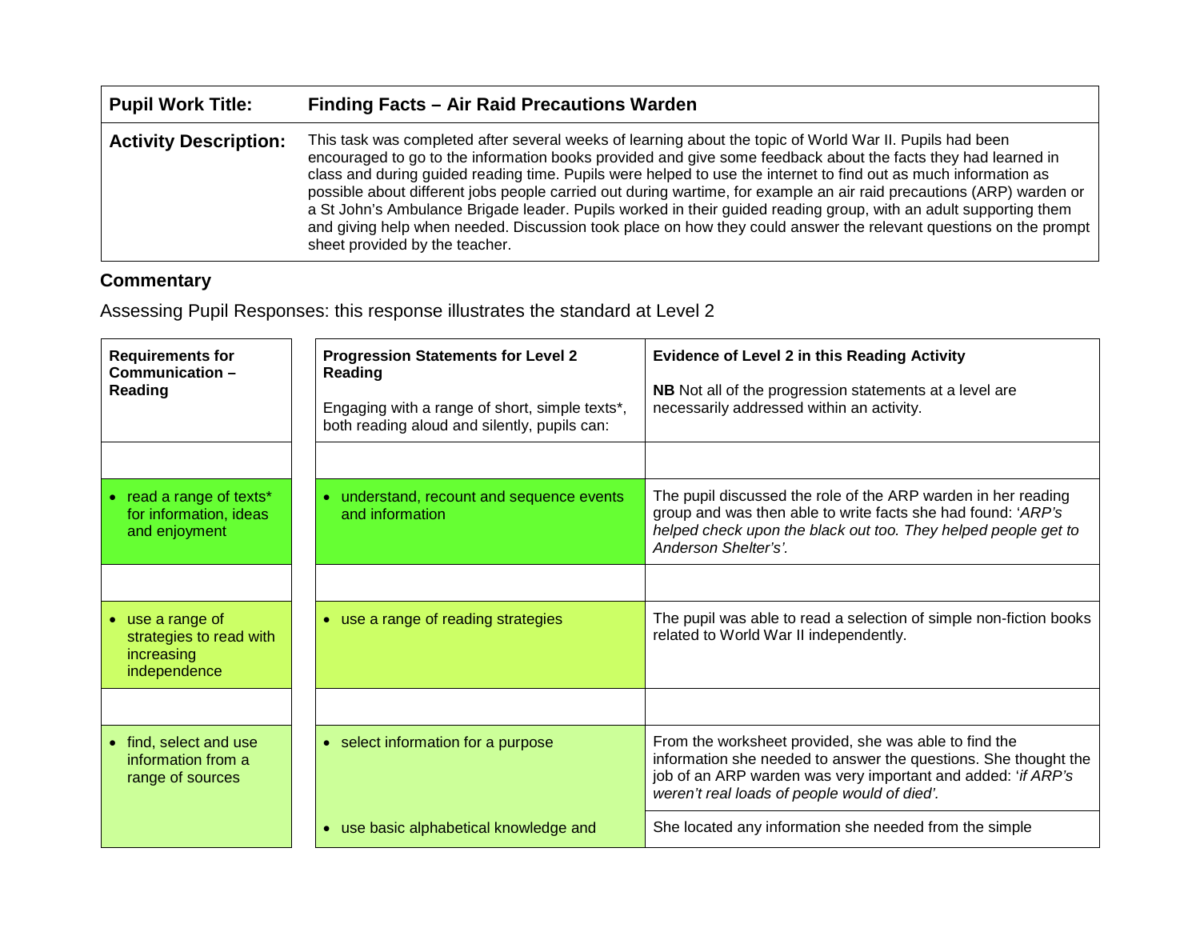| | |
|---|---|
| **Pupil Work Title:** | **Finding Facts – Air Raid Precautions Warden** |
| **Activity Description:** | This task was completed after several weeks of learning about the topic of World War II. Pupils had been encouraged to go to the information books provided and give some feedback about the facts they had learned in class and during guided reading time. Pupils were helped to use the internet to find out as much information as possible about different jobs people carried out during wartime, for example an air raid precautions (ARP) warden or a St John's Ambulance Brigade leader. Pupils worked in their guided reading group, with an adult supporting them and giving help when needed. Discussion took place on how they could answer the relevant questions on the prompt sheet provided by the teacher. |

## Commentary

Assessing Pupil Responses: this response illustrates the standard at Level 2

| Requirements for Communication – Reading | Progression Statements for Level 2 Reading<br><br>Engaging with a range of short, simple texts*, both reading aloud and silently, pupils can: | Evidence of Level 2 in this Reading Activity<br><br>**NB** Not all of the progression statements at a level are necessarily addressed within an activity. |
|---|---|---|
| | | |
| • read a range of texts* for information, ideas and enjoyment | • understand, recount and sequence events and information | The pupil discussed the role of the ARP warden in her reading group and was then able to write facts she had found: '*ARP's helped check upon the black out too. They helped people get to Anderson Shelter's'.* |
| | | |
| • use a range of strategies to read with increasing independence | • use a range of reading strategies | The pupil was able to read a selection of simple non-fiction books related to World War II independently. |
| | | |
| • find, select and use information from a range of sources | • select information for a purpose | From the worksheet provided, she was able to find the information she needed to answer the questions. She thought the job of an ARP warden was very important and added: '*if ARP's weren't real loads of people would of died'.* |
| | • use basic alphabetical knowledge and | She located any information she needed from the simple |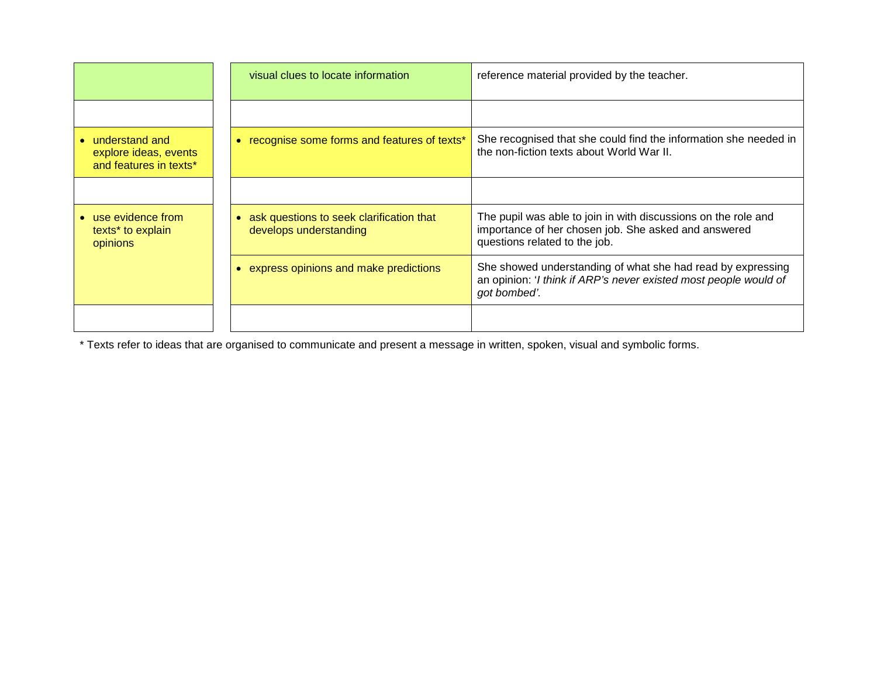| | | |
|---|---|---|
| | visual clues to locate information | reference material provided by the teacher. |
| | | |
| • understand and explore ideas, events and features in texts* | • recognise some forms and features of texts* | She recognised that she could find the information she needed in the non-fiction texts about World War II. |
| | | |
| • use evidence from texts* to explain opinions | • ask questions to seek clarification that develops understanding | The pupil was able to join in with discussions on the role and importance of her chosen job. She asked and answered questions related to the job. |
| | • express opinions and make predictions | She showed understanding of what she had read by expressing an opinion: '*I think if ARP's never existed most people would of got bombed'*. |
| | | |

* Texts refer to ideas that are organised to communicate and present a message in written, spoken, visual and symbolic forms.